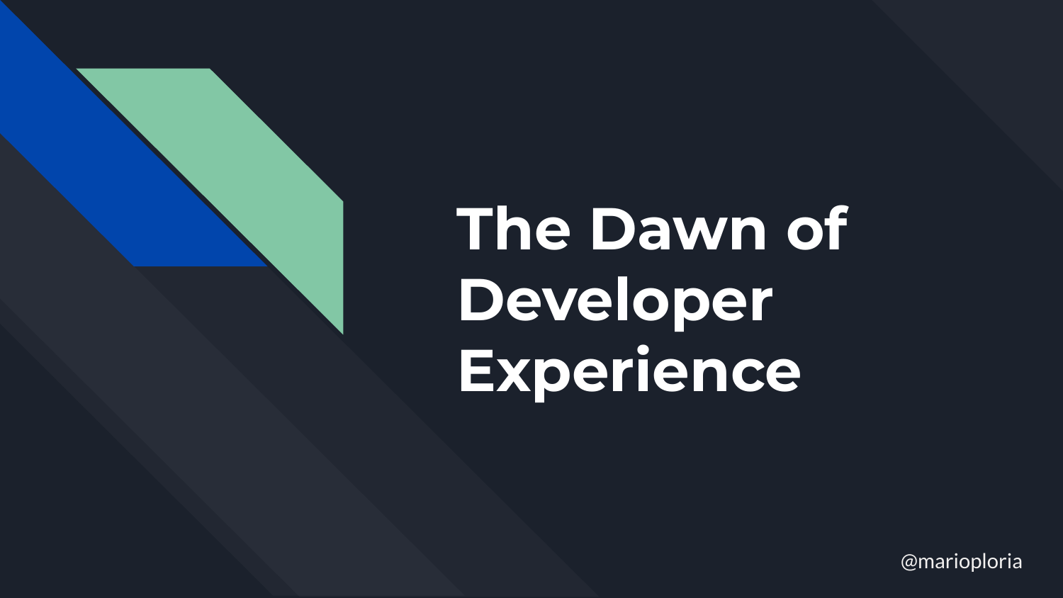# The Dawn of Developer Experience

@marioploria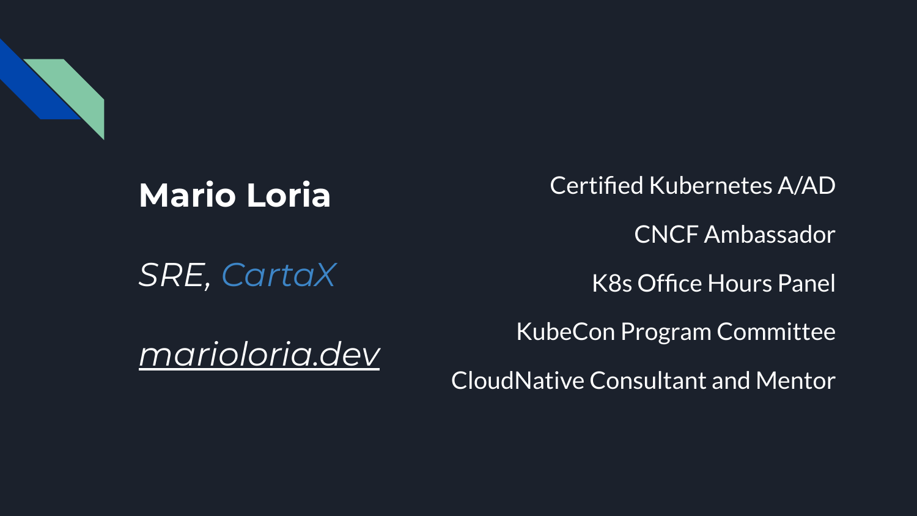**Mario Loria**

*SRE, CartaX*

*marioloria.dev*

Certified Kubernetes A/AD

CNCF Ambassador

K8s Office Hours Panel

KubeCon Program Committee

CloudNative Consultant and Mentor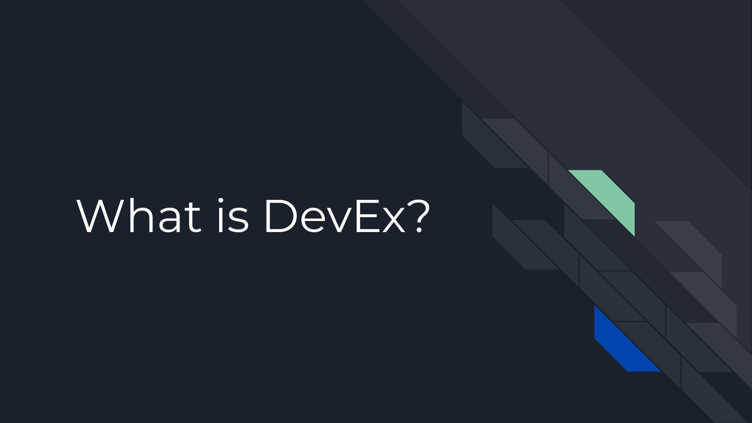# What is DevEx?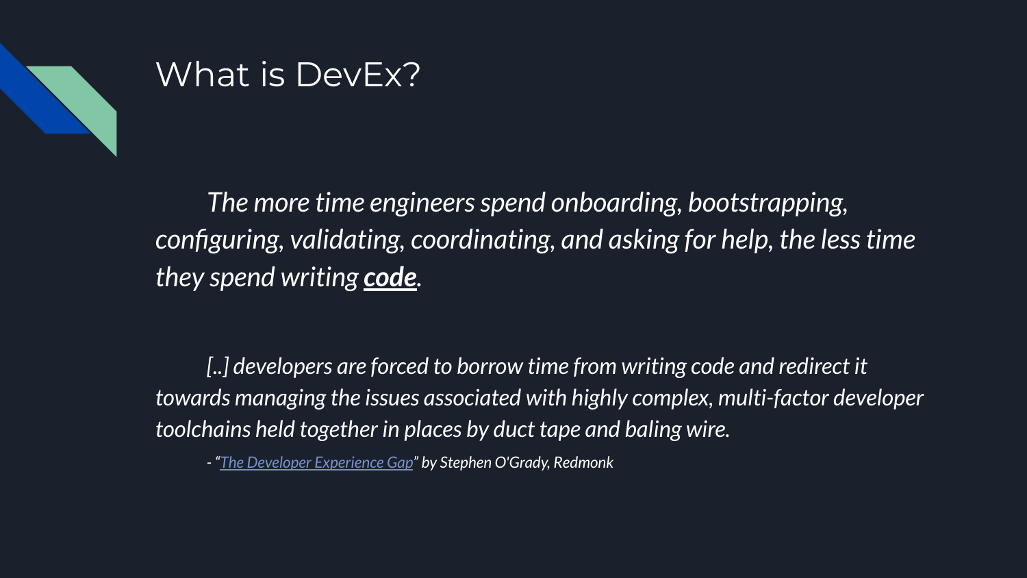# What is DevEx?

*The more time engineers spend onboarding, bootstrapping, configuring, validating, coordinating, and asking for help, the less time they spend writing **code**.*

*[..] developers are forced to borrow time from writing code and redirect it towards managing the issues associated with highly complex, multi-factor developer toolchains held together in places by duct tape and baling wire.*

*- "The Developer Experience Gap" by Stephen O'Grady, Redmonk*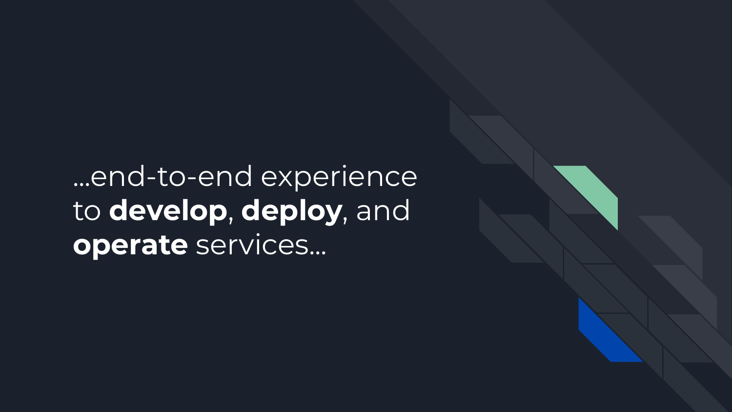…end-to-end experience to **develop**, **deploy**, and **operate** services…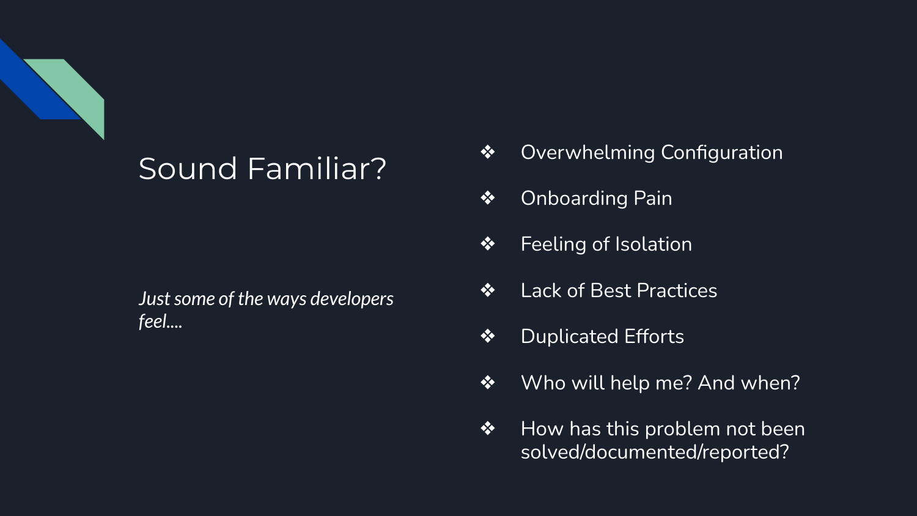# Sound Familiar?

*Just some of the ways developers feel....*

- Overwhelming Configuration
- Onboarding Pain
- Feeling of Isolation
- Lack of Best Practices
- Duplicated Efforts
- Who will help me? And when?
- How has this problem not been solved/documented/reported?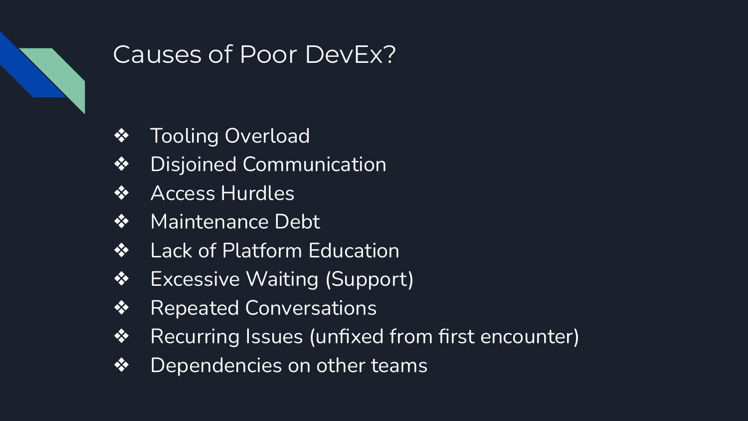# Causes of Poor DevEx?

- Tooling Overload
- Disjoined Communication
- Access Hurdles
- Maintenance Debt
- Lack of Platform Education
- Excessive Waiting (Support)
- Repeated Conversations
- Recurring Issues (unfixed from first encounter)
- Dependencies on other teams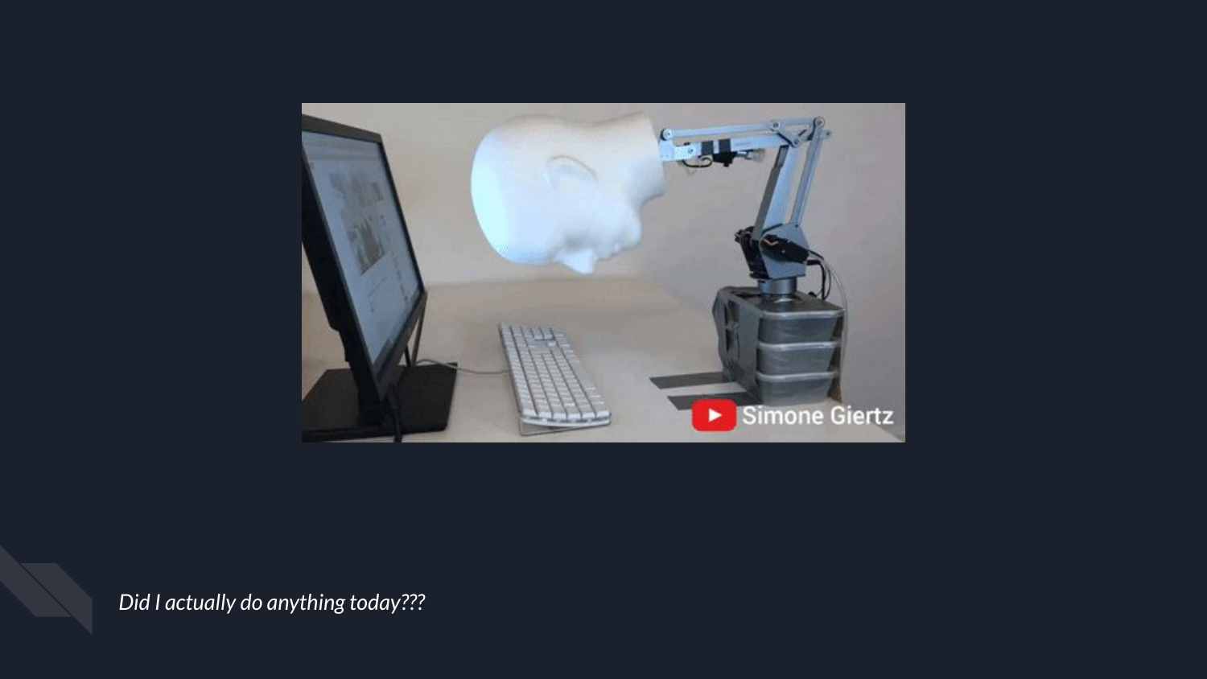*Did I actually do anything today???*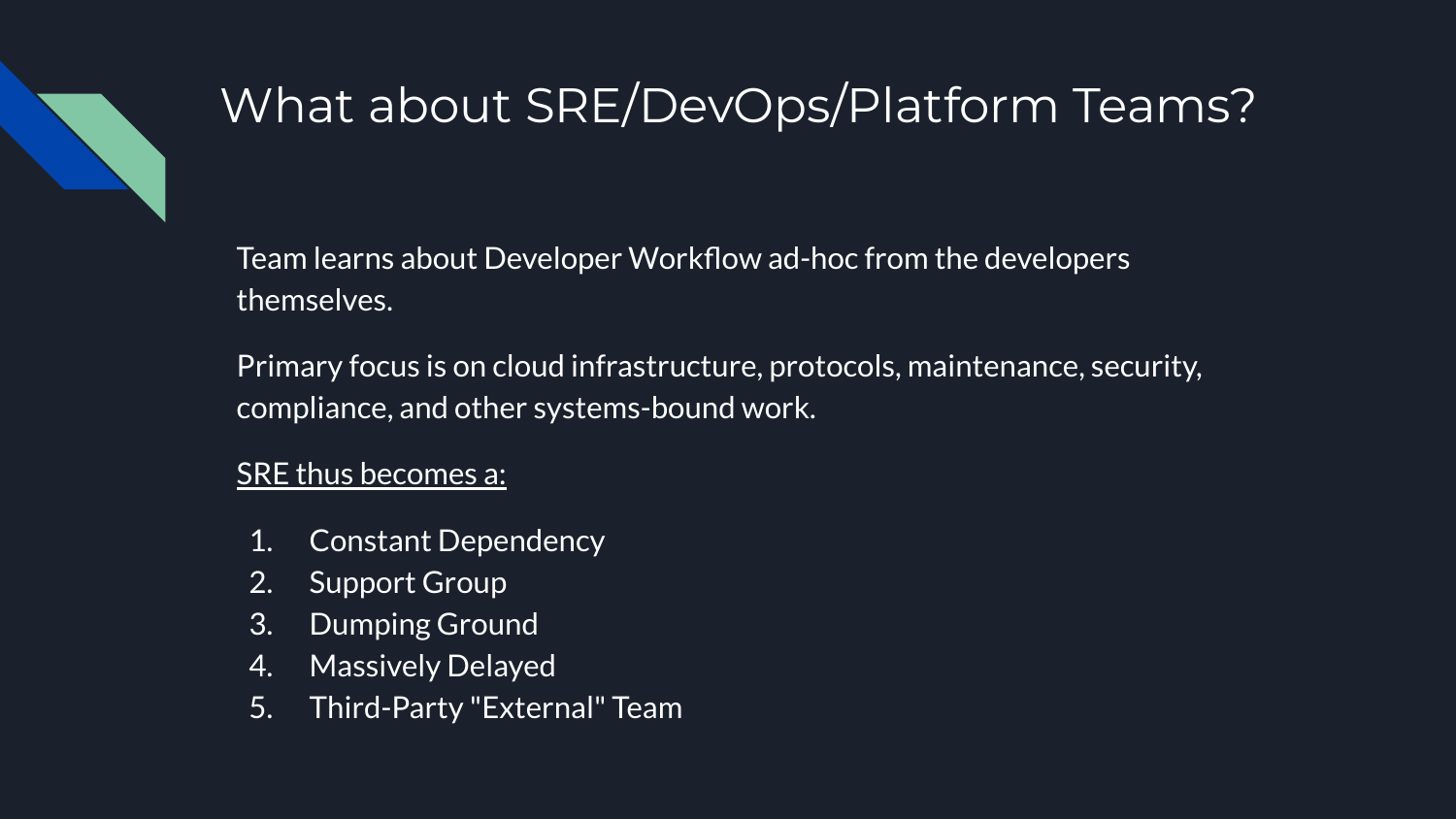# What about SRE/DevOps/Platform Teams?

Team learns about Developer Workflow ad-hoc from the developers themselves.

Primary focus is on cloud infrastructure, protocols, maintenance, security, compliance, and other systems-bound work.

<u>SRE thus becomes a:</u>

1. Constant Dependency
2. Support Group
3. Dumping Ground
4. Massively Delayed
5. Third-Party "External" Team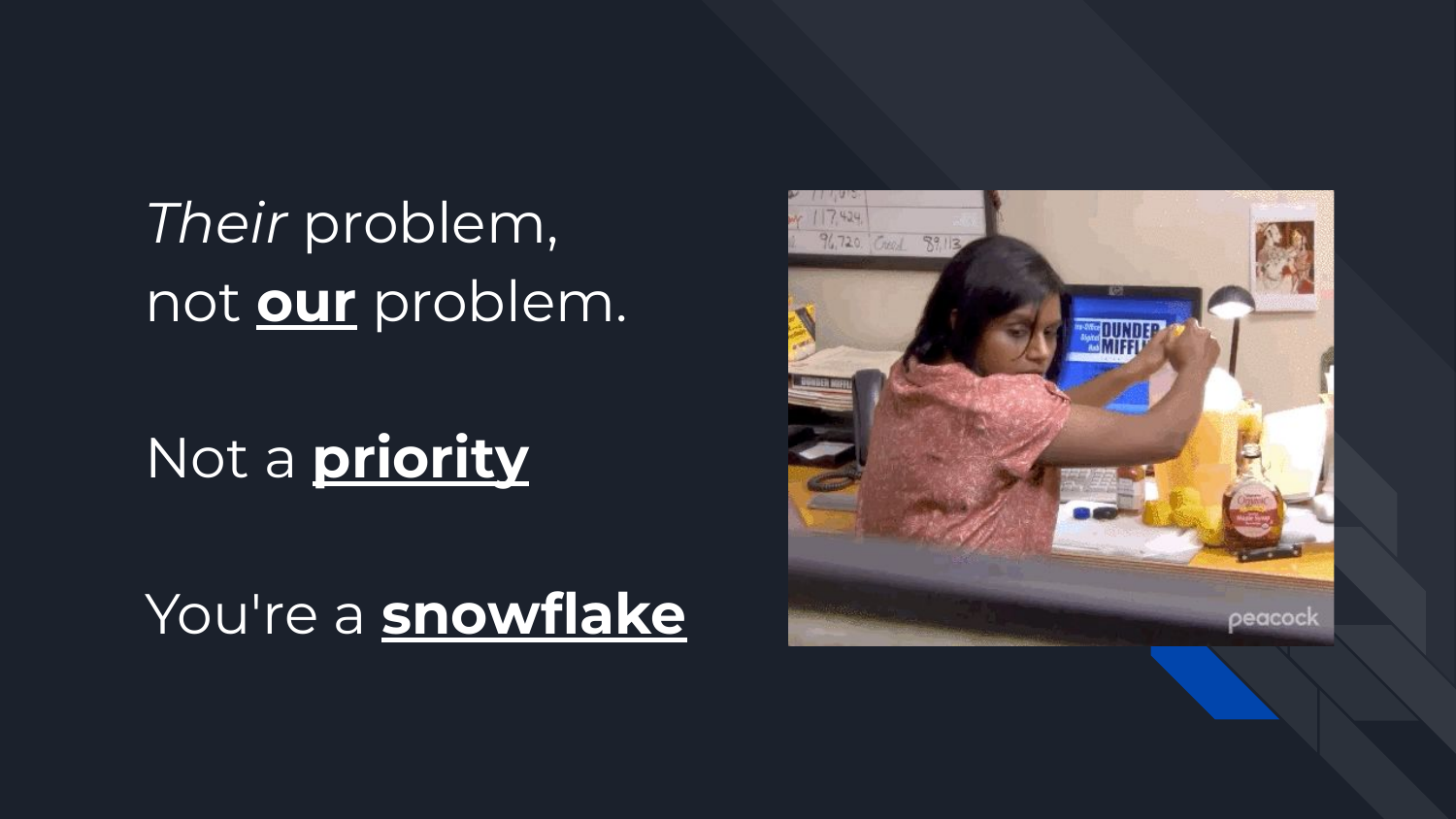*Their* problem,
not **<u>our</u>** problem.

Not a **<u>priority</u>**

You're a **<u>snowflake</u>**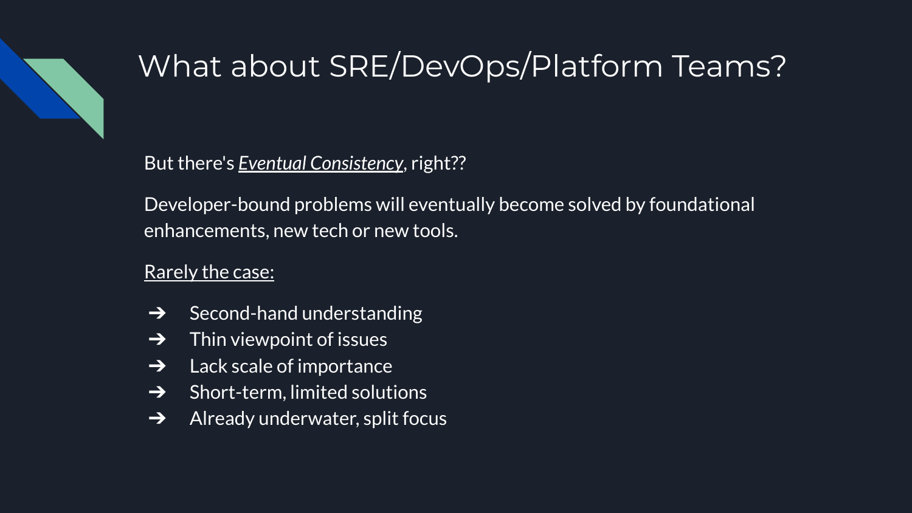# What about SRE/DevOps/Platform Teams?

But there's ***Eventual Consistency***, right??

Developer-bound problems will eventually become solved by foundational enhancements, new tech or new tools.

Rarely the case:

- ➔ Second-hand understanding
- ➔ Thin viewpoint of issues
- ➔ Lack scale of importance
- ➔ Short-term, limited solutions
- ➔ Already underwater, split focus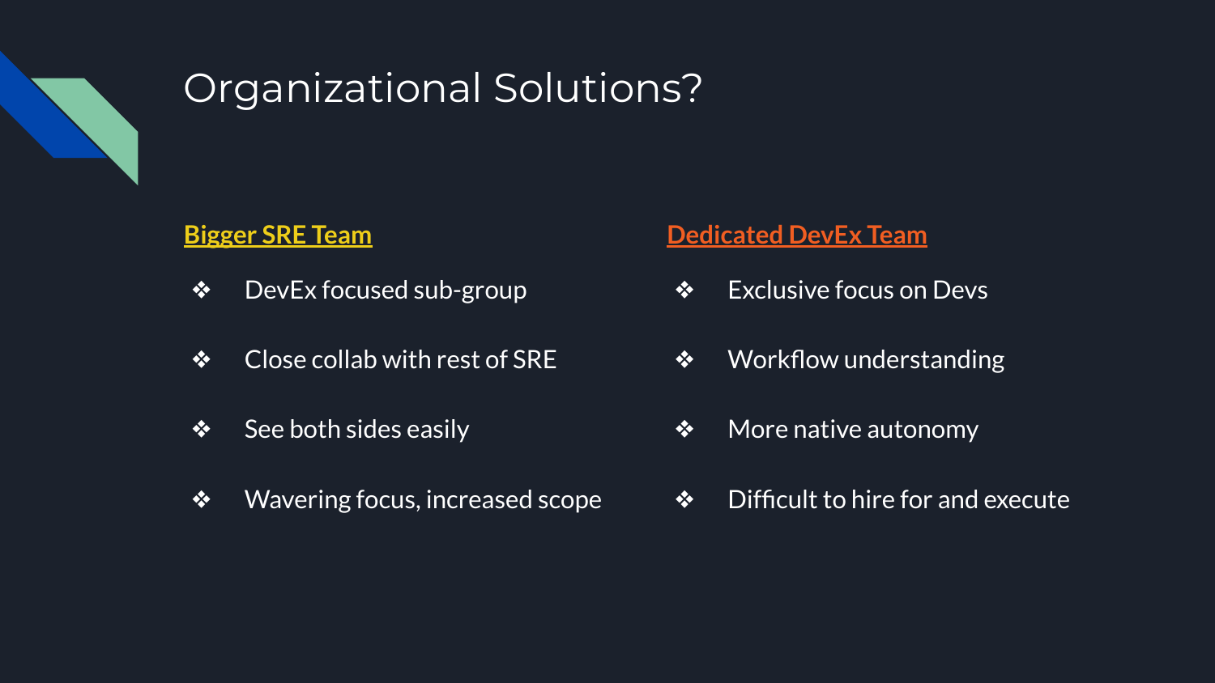# Organizational Solutions?

**Bigger SRE Team**

- DevEx focused sub-group
- Close collab with rest of SRE
- See both sides easily
- Wavering focus, increased scope

**Dedicated DevEx Team**

- Exclusive focus on Devs
- Workflow understanding
- More native autonomy
- Difficult to hire for and execute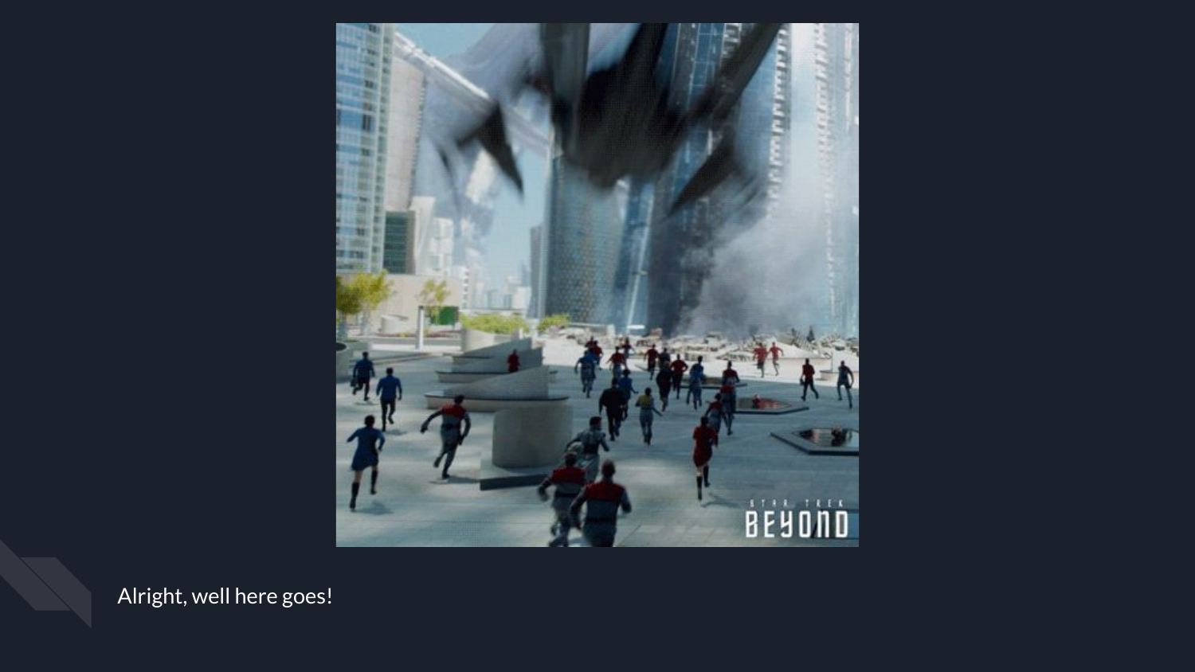Alright, well here goes!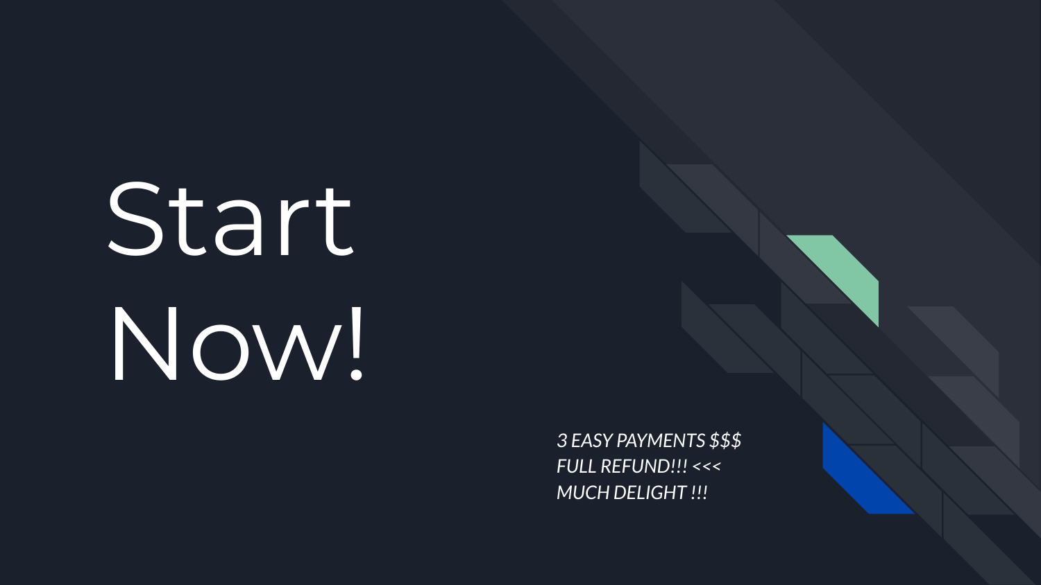# Start Now!

*3 EASY PAYMENTS $$$*
*FULL REFUND!!! <<<*
*MUCH DELIGHT !!!*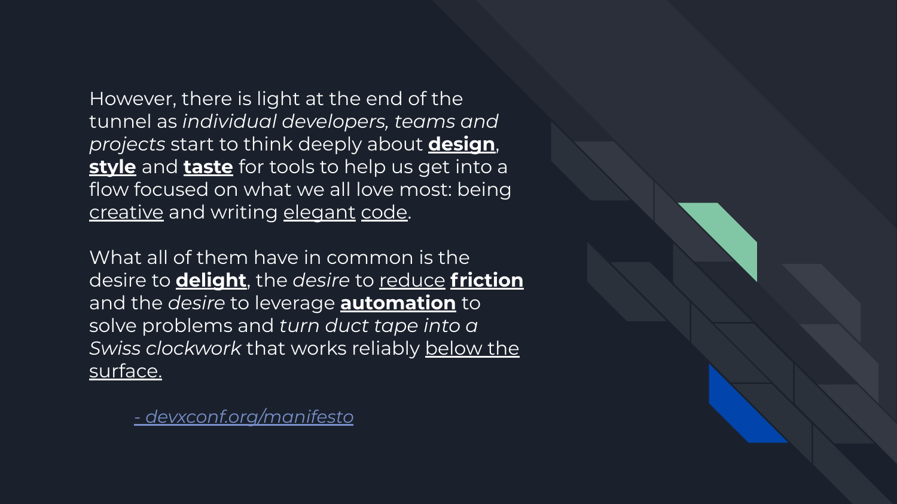However, there is light at the end of the tunnel as *individual developers, teams and projects* start to think deeply about **design**, **style** and **taste** for tools to help us get into a flow focused on what we all love most: being creative and writing elegant code.

What all of them have in common is the desire to **delight**, the *desire* to reduce **friction** and the *desire* to leverage **automation** to solve problems and *turn duct tape into a Swiss clockwork* that works reliably below the surface.

*- devxconf.org/manifesto*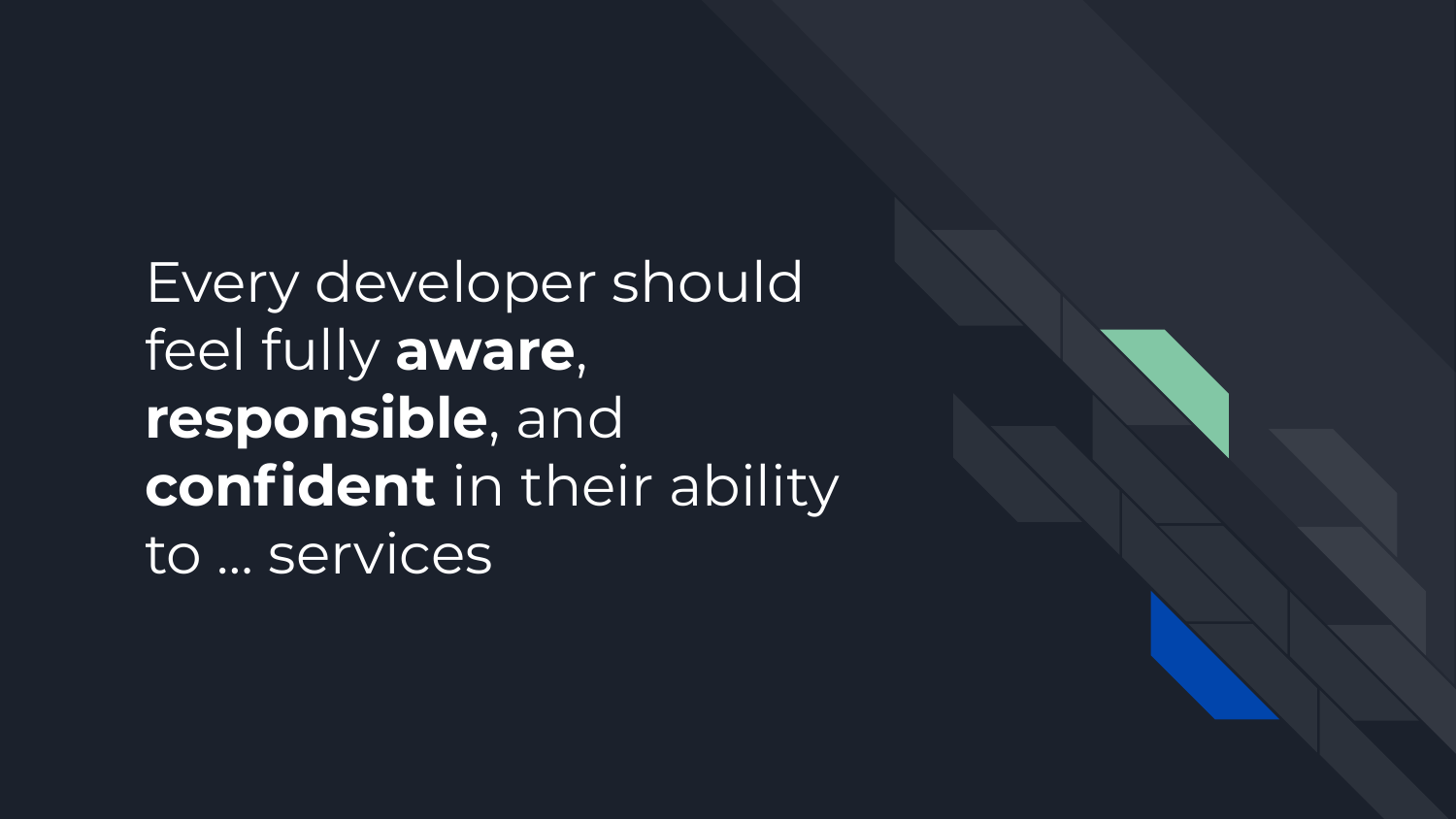Every developer should feel fully **aware**, **responsible**, and **confident** in their ability to … services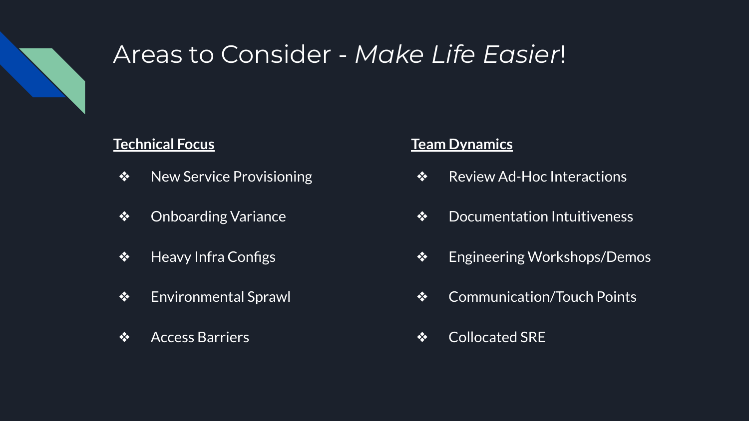# Areas to Consider - *Make Life Easier*!

**Technical Focus**

- New Service Provisioning
- Onboarding Variance
- Heavy Infra Configs
- Environmental Sprawl
- Access Barriers

**Team Dynamics**

- Review Ad-Hoc Interactions
- Documentation Intuitiveness
- Engineering Workshops/Demos
- Communication/Touch Points
- Collocated SRE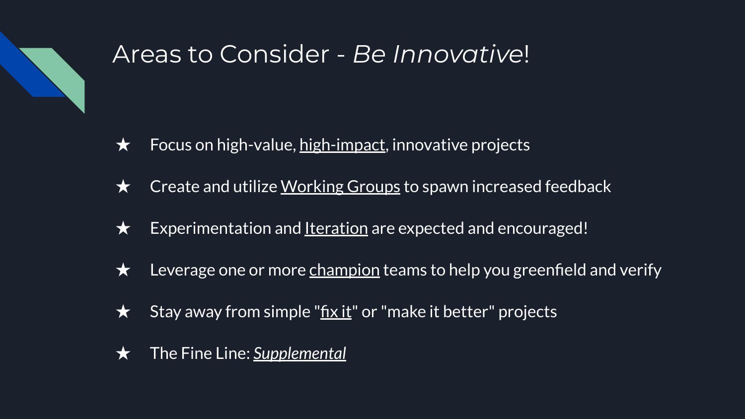# Areas to Consider - *Be Innovative*!

- ★ Focus on high-value, high-impact, innovative projects
- ★ Create and utilize Working Groups to spawn increased feedback
- ★ Experimentation and Iteration are expected and encouraged!
- ★ Leverage one or more champion teams to help you greenfield and verify
- ★ Stay away from simple "fix it" or "make it better" projects
- ★ The Fine Line: ***Supplemental***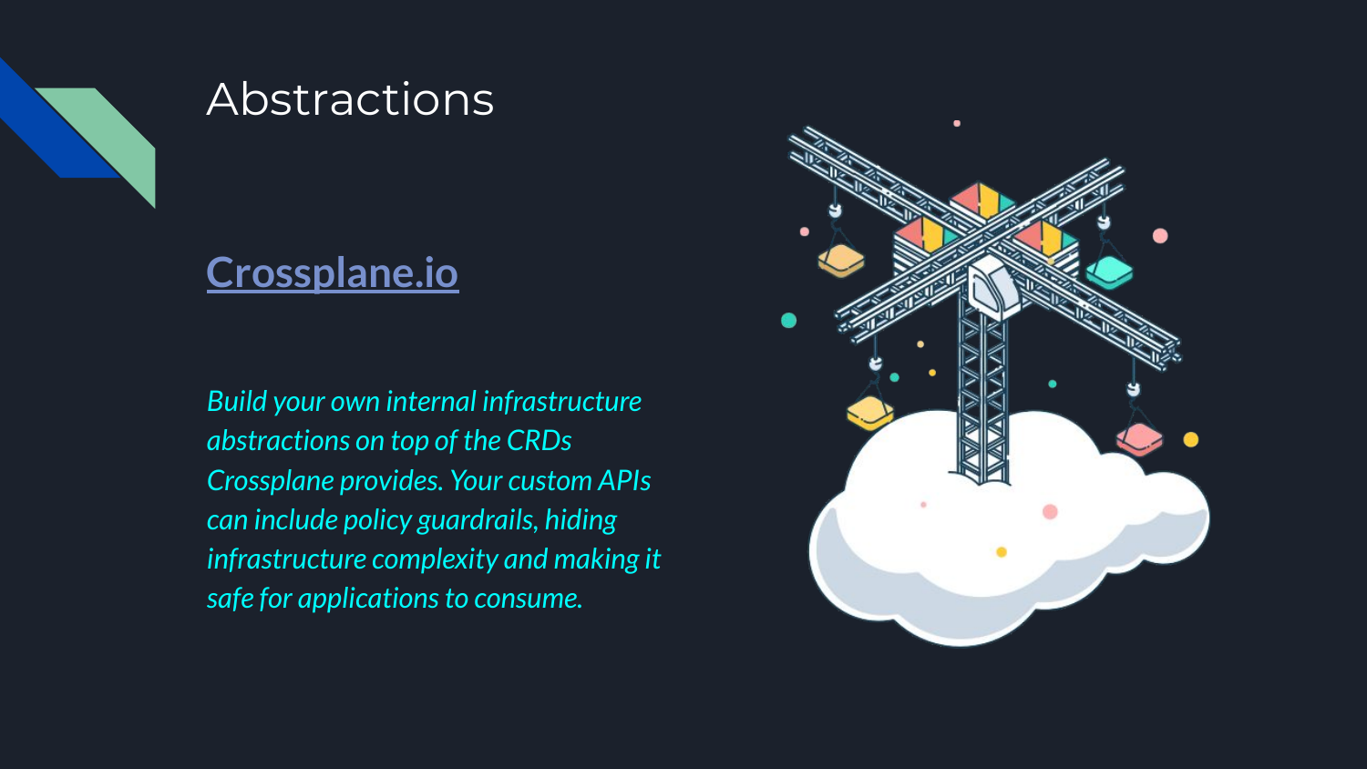# Abstractions

## [Crossplane.io]

*Build your own internal infrastructure abstractions on top of the CRDs Crossplane provides. Your custom APIs can include policy guardrails, hiding infrastructure complexity and making it safe for applications to consume.*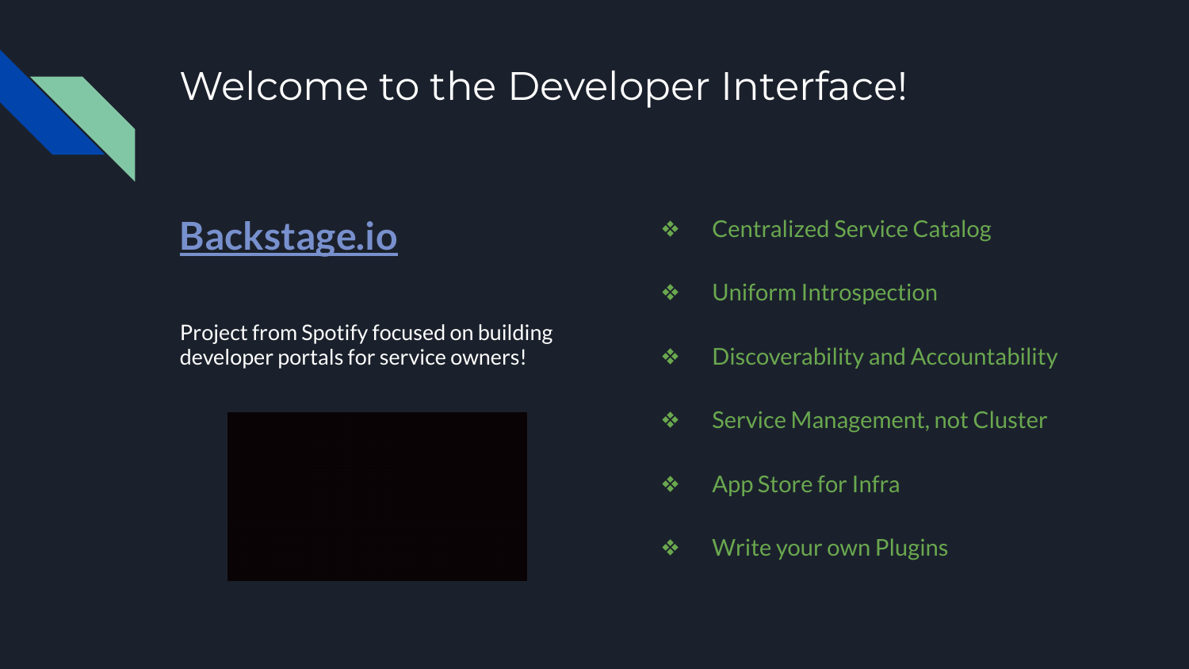# Welcome to the Developer Interface!

## Backstage.io

Project from Spotify focused on building developer portals for service owners!

- Centralized Service Catalog
- Uniform Introspection
- Discoverability and Accountability
- Service Management, not Cluster
- App Store for Infra
- Write your own Plugins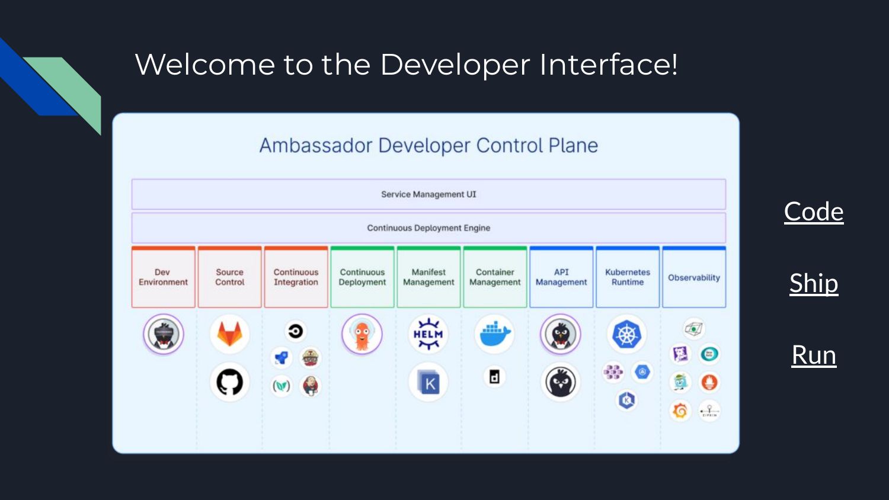# Welcome to the Developer Interface!

## Ambassador Developer Control Plane

Service Management UI

Continuous Deployment Engine

| Dev Environment | Source Control | Continuous Integration | Continuous Deployment | Manifest Management | Container Management | API Management | Kubernetes Runtime | Observability |
|---|---|---|---|---|---|---|---|---|

Code

Ship

Run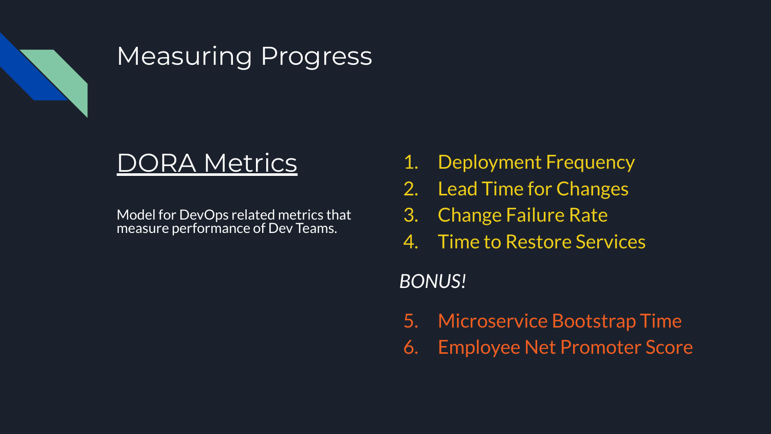# Measuring Progress

## DORA Metrics

Model for DevOps related metrics that measure performance of Dev Teams.

1. Deployment Frequency
2. Lead Time for Changes
3. Change Failure Rate
4. Time to Restore Services

*BONUS!*

5. Microservice Bootstrap Time
6. Employee Net Promoter Score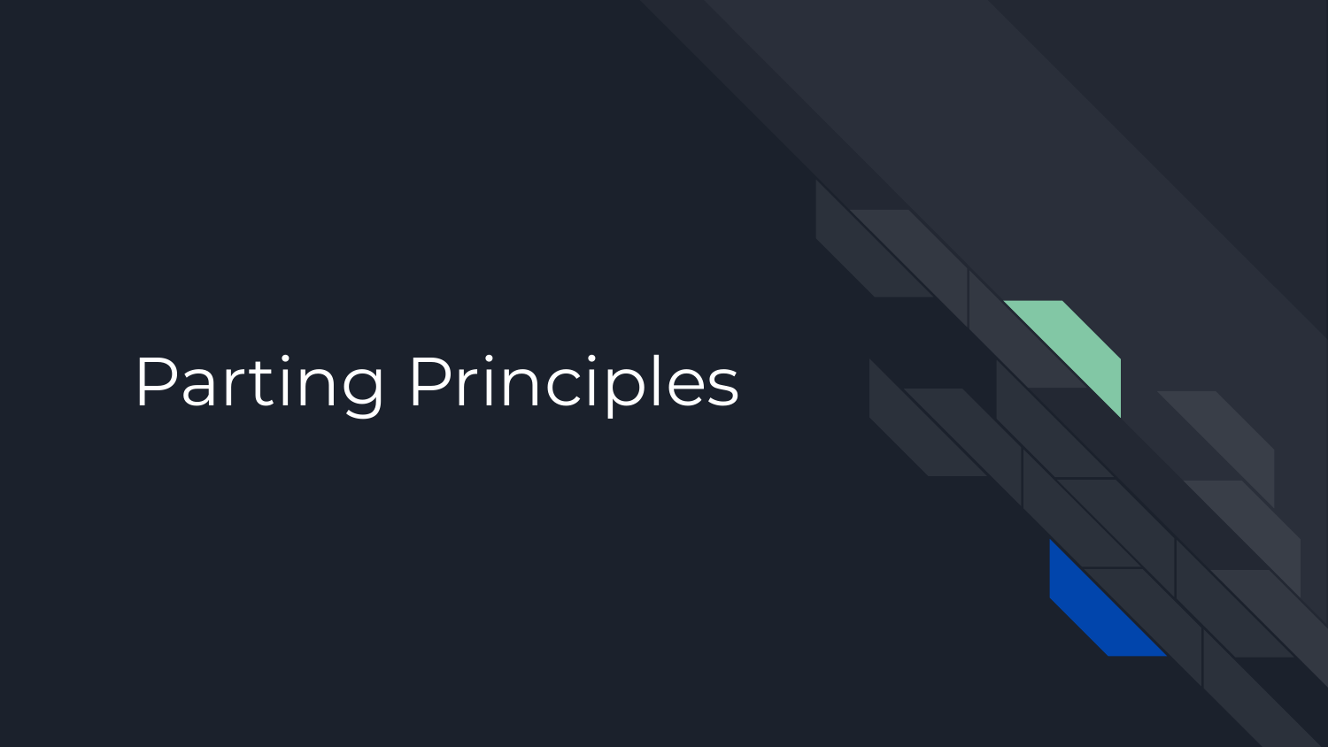# Parting Principles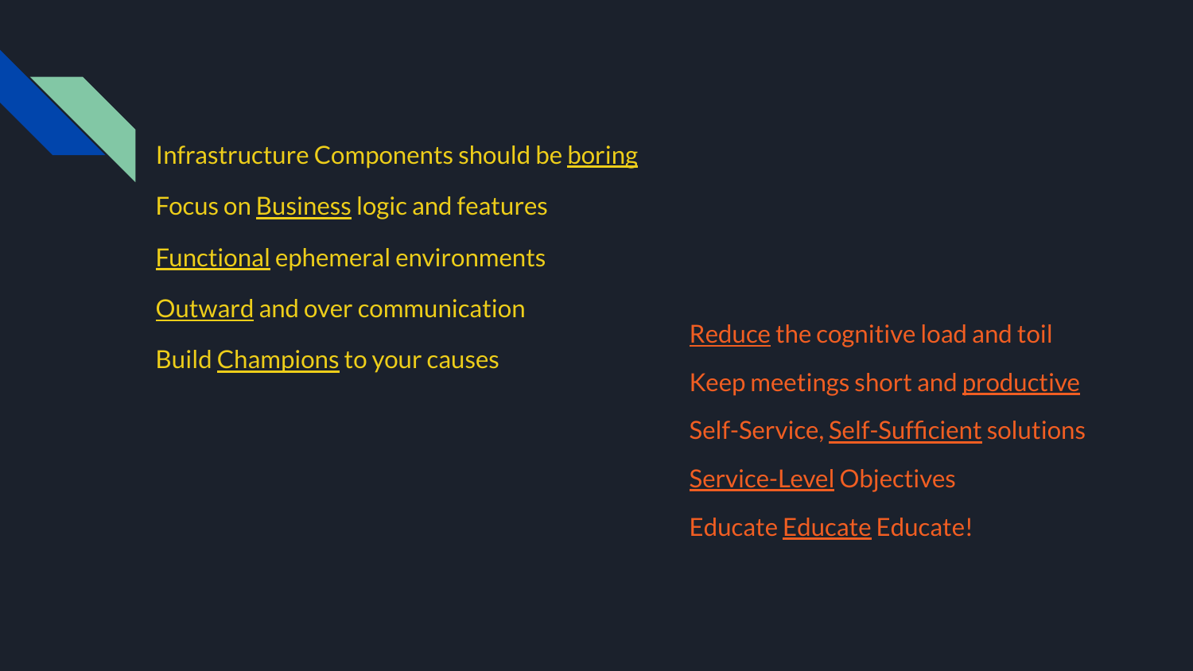Infrastructure Components should be boring

Focus on Business logic and features

Functional ephemeral environments

Outward and over communication

Build Champions to your causes

Reduce the cognitive load and toil

Keep meetings short and productive

Self-Service, Self-Sufficient solutions

Service-Level Objectives

Educate Educate Educate!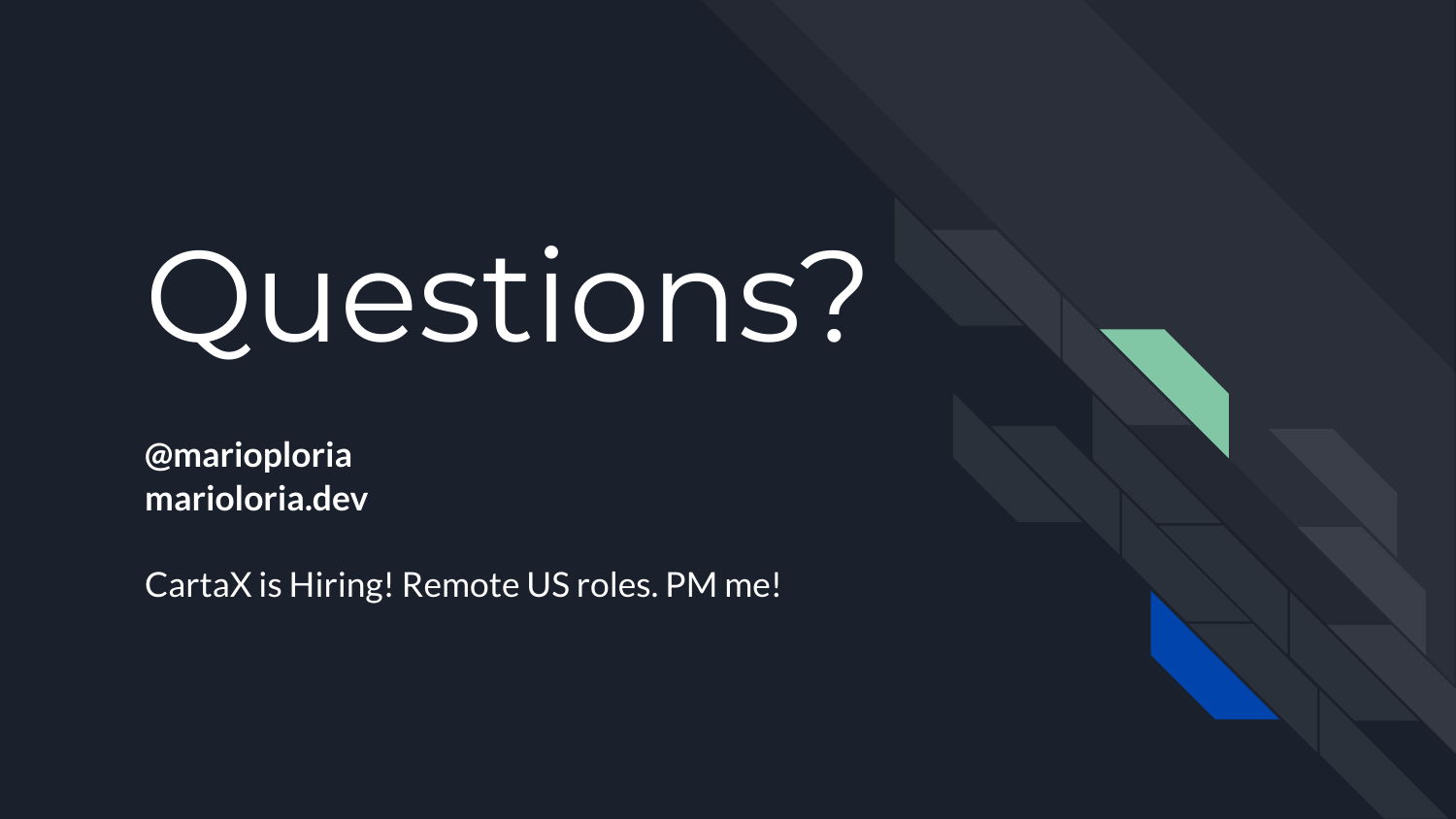# Questions?

**@marioploria**
**marioloria.dev**

CartaX is Hiring! Remote US roles. PM me!